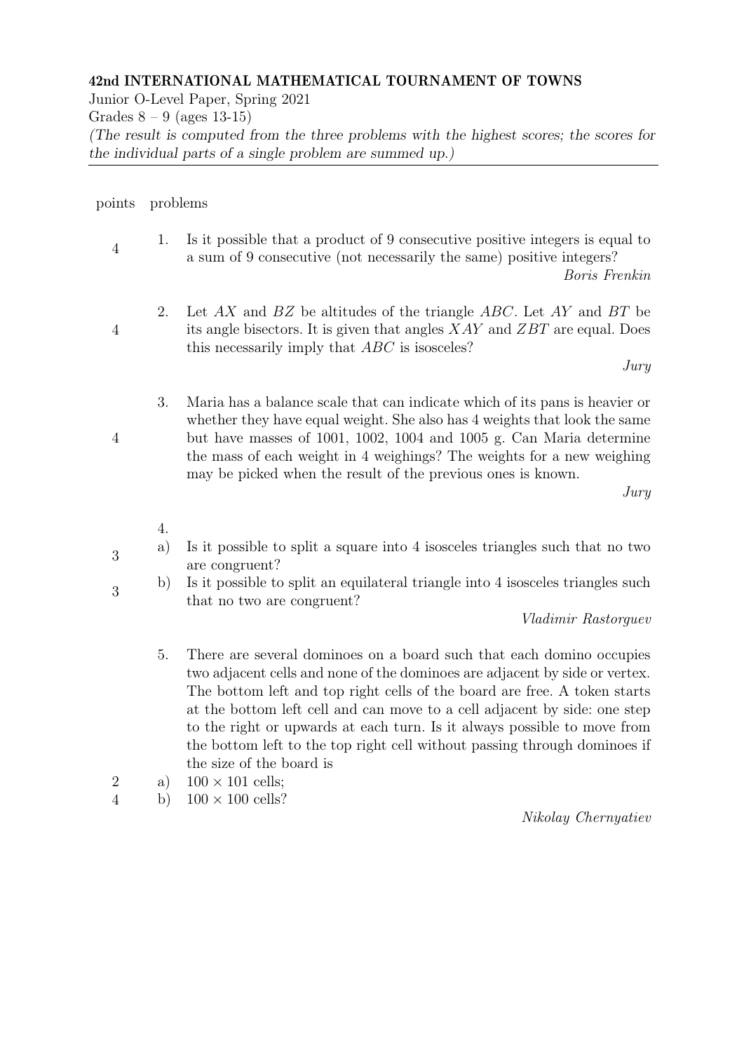**42nd INTERNATIONAL MATHEMATICAL TOURNAMENT OF TOWNS**

Junior O-Level Paper, Spring 2021

Grades 8 – 9 (ages 13-15)

*(The result is computed from the three problems with the highest scores; the scores for the individual parts of a single problem are summed up.)*

---

| points | problems |
|---|---|
| 4 | 1. Is it possible that a product of 9 consecutive positive integers is equal to a sum of 9 consecutive (not necessarily the same) positive integers? *Boris Frenkin* |
| 4 | 2. Let $AX$ and $BZ$ be altitudes of the triangle $ABC$. Let $AY$ and $BT$ be its angle bisectors. It is given that angles $XAY$ and $ZBT$ are equal. Does this necessarily imply that $ABC$ is isosceles? *Jury* |
| 4 | 3. Maria has a balance scale that can indicate which of its pans is heavier or whether they have equal weight. She also has 4 weights that look the same but have masses of 1001, 1002, 1004 and 1005 g. Can Maria determine the mass of each weight in 4 weighings? The weights for a new weighing may be picked when the result of the previous ones is known. *Jury* |
| | 4. |
| 3 | a) Is it possible to split a square into 4 isosceles triangles such that no two are congruent? |
| 3 | b) Is it possible to split an equilateral triangle into 4 isosceles triangles such that no two are congruent? *Vladimir Rastorguev* |
| | 5. There are several dominoes on a board such that each domino occupies two adjacent cells and none of the dominoes are adjacent by side or vertex. The bottom left and top right cells of the board are free. A token starts at the bottom left cell and can move to a cell adjacent by side: one step to the right or upwards at each turn. Is it always possible to move from the bottom left to the top right cell without passing through dominoes if the size of the board is |
| 2 | a) $100 \times 101$ cells; |
| 4 | b) $100 \times 100$ cells? *Nikolay Chernyatiev* |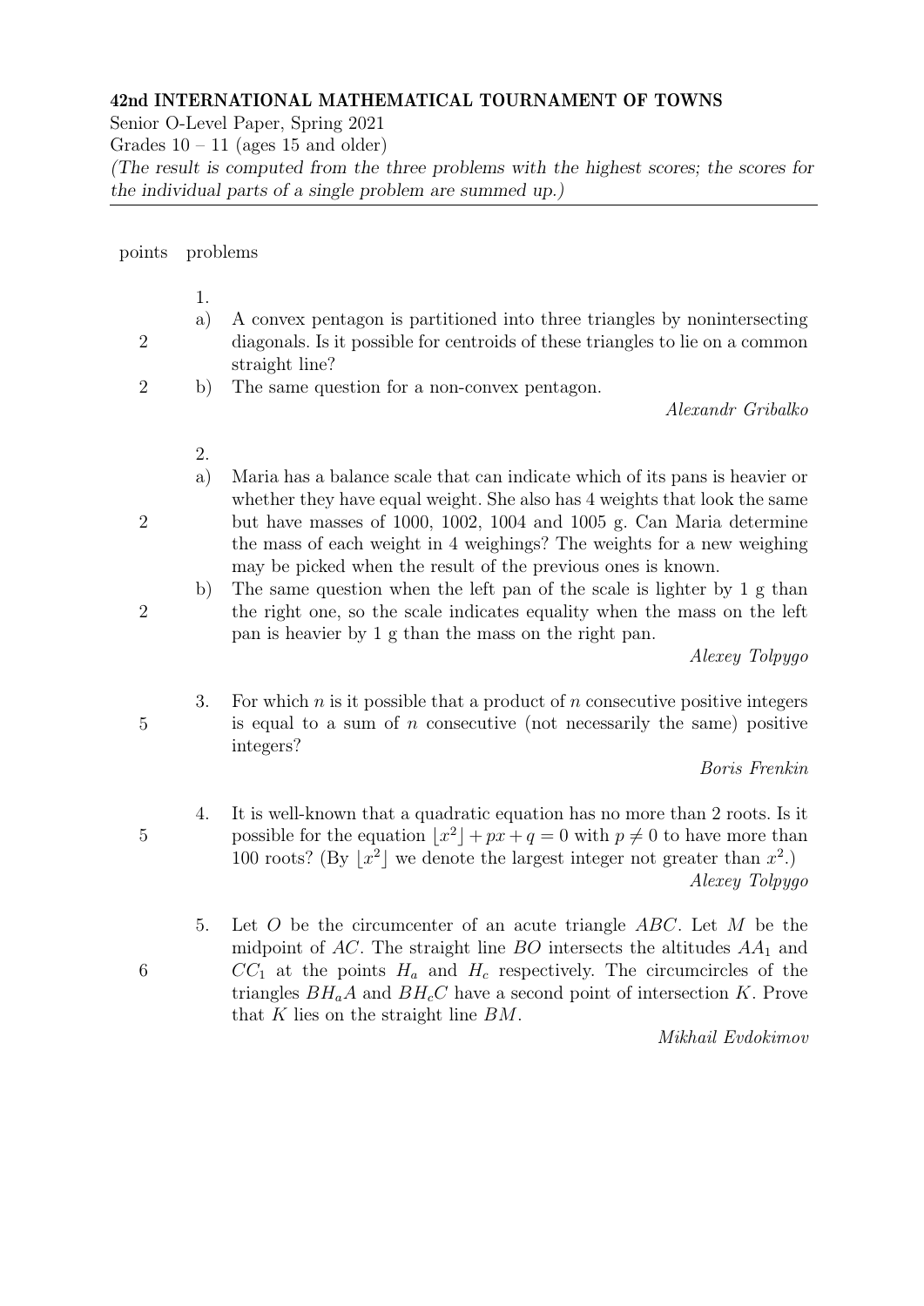**42nd INTERNATIONAL MATHEMATICAL TOURNAMENT OF TOWNS**

Senior O-Level Paper, Spring 2021

Grades 10 – 11 (ages 15 and older)

*(The result is computed from the three problems with the highest scores; the scores for the individual parts of a single problem are summed up.)*

---

| points | problems |
|---|---|
| | **1.** |
| 2 | a) A convex pentagon is partitioned into three triangles by nonintersecting diagonals. Is it possible for centroids of these triangles to lie on a common straight line? |
| 2 | b) The same question for a non-convex pentagon. *Alexandr Gribalko* |
| | **2.** |
| 2 | a) Maria has a balance scale that can indicate which of its pans is heavier or whether they have equal weight. She also has 4 weights that look the same but have masses of 1000, 1002, 1004 and 1005 g. Can Maria determine the mass of each weight in 4 weighings? The weights for a new weighing may be picked when the result of the previous ones is known. |
| 2 | b) The same question when the left pan of the scale is lighter by 1 g than the right one, so the scale indicates equality when the mass on the left pan is heavier by 1 g than the mass on the right pan. *Alexey Tolpygo* |
| 5 | **3.** For which $n$ is it possible that a product of $n$ consecutive positive integers is equal to a sum of $n$ consecutive (not necessarily the same) positive integers? *Boris Frenkin* |
| 5 | **4.** It is well-known that a quadratic equation has no more than 2 roots. Is it possible for the equation $\lfloor x^2 \rfloor + px + q = 0$ with $p \neq 0$ to have more than 100 roots? (By $\lfloor x^2 \rfloor$ we denote the largest integer not greater than $x^2$.) *Alexey Tolpygo* |
| 6 | **5.** Let $O$ be the circumcenter of an acute triangle $ABC$. Let $M$ be the midpoint of $AC$. The straight line $BO$ intersects the altitudes $AA_1$ and $CC_1$ at the points $H_a$ and $H_c$ respectively. The circumcircles of the triangles $BH_aA$ and $BH_cC$ have a second point of intersection $K$. Prove that $K$ lies on the straight line $BM$. *Mikhail Evdokimov* |